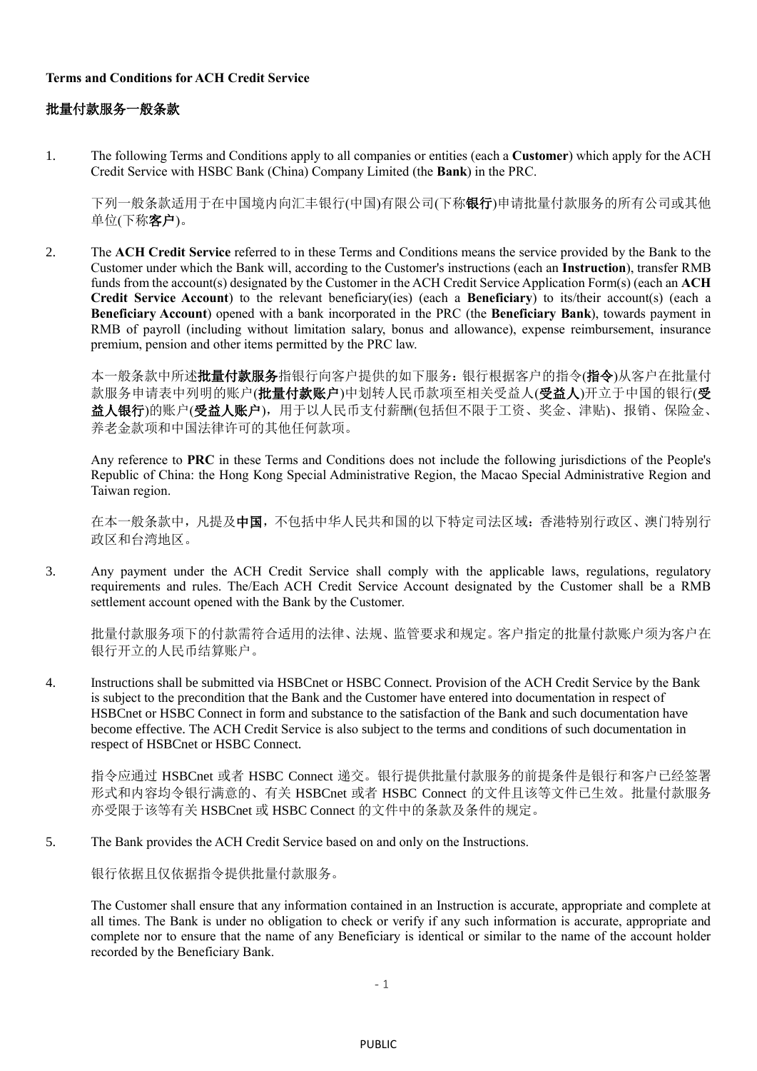**Terms and Conditions for ACH Credit Service**

**批量付款服务一般条款**

1. The following Terms and Conditions apply to all companies or entities (each a **Customer**) which apply for the ACH Credit Service with HSBC Bank (China) Company Limited (the **Bank**) in the PRC.

   下列一般条款适用于在中国境内向汇丰银行(中国)有限公司(下称**银行**)申请批量付款服务的所有公司或其他单位(下称**客户**)。

2. The **ACH Credit Service** referred to in these Terms and Conditions means the service provided by the Bank to the Customer under which the Bank will, according to the Customer's instructions (each an **Instruction**), transfer RMB funds from the account(s) designated by the Customer in the ACH Credit Service Application Form(s) (each an **ACH Credit Service Account**) to the relevant beneficiary(ies) (each a **Beneficiary**) to its/their account(s) (each a **Beneficiary Account**) opened with a bank incorporated in the PRC (the **Beneficiary Bank**), towards payment in RMB of payroll (including without limitation salary, bonus and allowance), expense reimbursement, insurance premium, pension and other items permitted by the PRC law.

   本一般条款中所述**批量付款服务**指银行向客户提供的如下服务：银行根据客户的指令(**指令**)从客户在批量付款服务申请表中列明的账户(**批量付款账户**)中划转人民币款项至相关受益人(**受益人**)开立于中国的银行(**受益人银行**)的账户(**受益人账户**)，用于以人民币支付薪酬(包括但不限于工资、奖金、津贴)、报销、保险金、养老金款项和中国法律许可的其他任何款项。

   Any reference to **PRC** in these Terms and Conditions does not include the following jurisdictions of the People's Republic of China: the Hong Kong Special Administrative Region, the Macao Special Administrative Region and Taiwan region.

   在本一般条款中，凡提及**中国**，不包括中华人民共和国的以下特定司法区域：香港特别行政区、澳门特别行政区和台湾地区。

3. Any payment under the ACH Credit Service shall comply with the applicable laws, regulations, regulatory requirements and rules. The/Each ACH Credit Service Account designated by the Customer shall be a RMB settlement account opened with the Bank by the Customer.

   批量付款服务项下的付款需符合适用的法律、法规、监管要求和规定。客户指定的批量付款账户须为客户在银行开立的人民币结算账户。

4. Instructions shall be submitted via HSBCnet or HSBC Connect. Provision of the ACH Credit Service by the Bank is subject to the precondition that the Bank and the Customer have entered into documentation in respect of HSBCnet or HSBC Connect in form and substance to the satisfaction of the Bank and such documentation have become effective. The ACH Credit Service is also subject to the terms and conditions of such documentation in respect of HSBCnet or HSBC Connect.

   指令应通过 HSBCnet 或者 HSBC Connect 递交。银行提供批量付款服务的前提条件是银行和客户已经签署形式和内容均令银行满意的、有关 HSBCnet 或者 HSBC Connect 的文件且该等文件已生效。批量付款服务亦受限于该等有关 HSBCnet 或 HSBC Connect 的文件中的条款及条件的规定。

5. The Bank provides the ACH Credit Service based on and only on the Instructions.

   银行依据且仅依据指令提供批量付款服务。

   The Customer shall ensure that any information contained in an Instruction is accurate, appropriate and complete at all times. The Bank is under no obligation to check or verify if any such information is accurate, appropriate and complete nor to ensure that the name of any Beneficiary is identical or similar to the name of the account holder recorded by the Beneficiary Bank.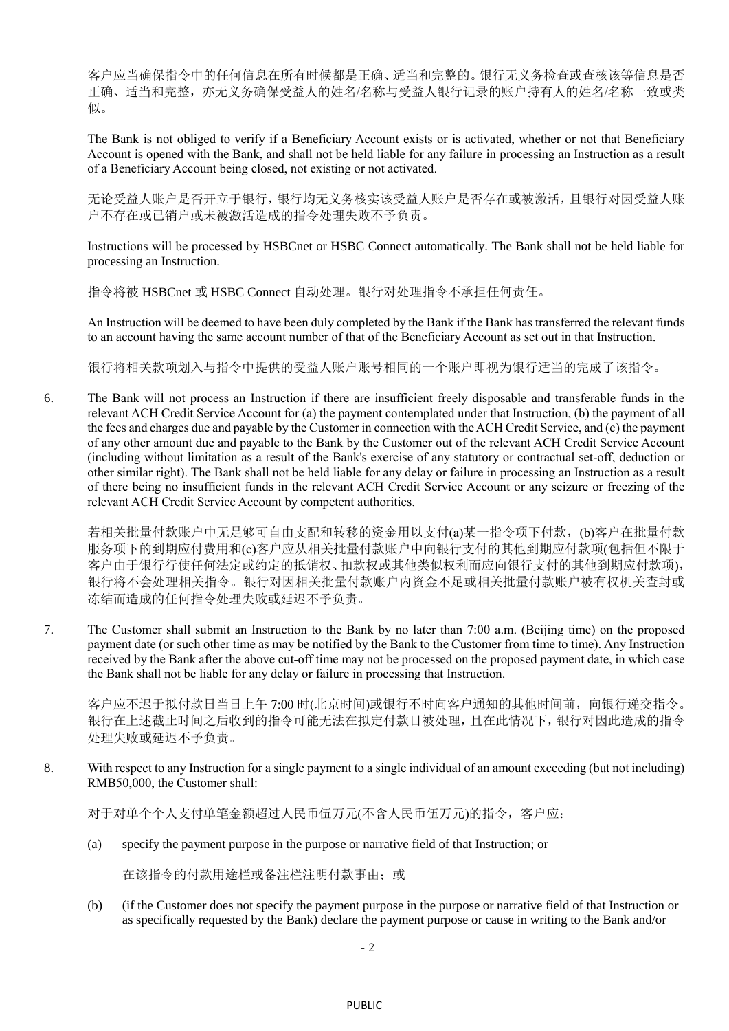客户应当确保指令中的任何信息在所有时候都是正确、适当和完整的。银行无义务检查或查核该等信息是否正确、适当和完整，亦无义务确保受益人的姓名/名称与受益人银行记录的账户持有人的姓名/名称一致或类似。

The Bank is not obliged to verify if a Beneficiary Account exists or is activated, whether or not that Beneficiary Account is opened with the Bank, and shall not be held liable for any failure in processing an Instruction as a result of a Beneficiary Account being closed, not existing or not activated.

无论受益人账户是否开立于银行，银行均无义务核实该受益人账户是否存在或被激活，且银行对因受益人账户不存在或已销户或未被激活造成的指令处理失败不予负责。

Instructions will be processed by HSBCnet or HSBC Connect automatically. The Bank shall not be held liable for processing an Instruction.

指令将被 HSBCnet 或 HSBC Connect 自动处理。银行对处理指令不承担任何责任。

An Instruction will be deemed to have been duly completed by the Bank if the Bank has transferred the relevant funds to an account having the same account number of that of the Beneficiary Account as set out in that Instruction.

银行将相关款项划入与指令中提供的受益人账户账号相同的一个账户即视为银行适当的完成了该指令。

6. The Bank will not process an Instruction if there are insufficient freely disposable and transferable funds in the relevant ACH Credit Service Account for (a) the payment contemplated under that Instruction, (b) the payment of all the fees and charges due and payable by the Customer in connection with the ACH Credit Service, and (c) the payment of any other amount due and payable to the Bank by the Customer out of the relevant ACH Credit Service Account (including without limitation as a result of the Bank's exercise of any statutory or contractual set-off, deduction or other similar right). The Bank shall not be held liable for any delay or failure in processing an Instruction as a result of there being no insufficient funds in the relevant ACH Credit Service Account or any seizure or freezing of the relevant ACH Credit Service Account by competent authorities.

   若相关批量付款账户中无足够可自由支配和转移的资金用以支付(a)某一指令项下付款，(b)客户在批量付款服务项下的到期应付费用和(c)客户应从相关批量付款账户中向银行支付的其他到期应付款项(包括但不限于客户由于银行行使任何法定或约定的抵销权、扣款权或其他类似权利而应向银行支付的其他到期应付款项)，银行将不会处理相关指令。银行对因相关批量付款账户内资金不足或相关批量付款账户被有权机关查封或冻结而造成的任何指令处理失败或延迟不予负责。

7. The Customer shall submit an Instruction to the Bank by no later than 7:00 a.m. (Beijing time) on the proposed payment date (or such other time as may be notified by the Bank to the Customer from time to time). Any Instruction received by the Bank after the above cut-off time may not be processed on the proposed payment date, in which case the Bank shall not be liable for any delay or failure in processing that Instruction.

   客户应不迟于拟付款日当日上午 7:00 时(北京时间)或银行不时向客户通知的其他时间前，向银行递交指令。银行在上述截止时间之后收到的指令可能无法在拟定付款日被处理，且在此情况下，银行对因此造成的指令处理失败或延迟不予负责。

8. With respect to any Instruction for a single payment to a single individual of an amount exceeding (but not including) RMB50,000, the Customer shall:

   对于对单个个人支付单笔金额超过人民币伍万元(不含人民币伍万元)的指令，客户应：

   (a) specify the payment purpose in the purpose or narrative field of that Instruction; or

   在该指令的付款用途栏或备注栏注明付款事由；或

   (b) (if the Customer does not specify the payment purpose in the purpose or narrative field of that Instruction or as specifically requested by the Bank) declare the payment purpose or cause in writing to the Bank and/or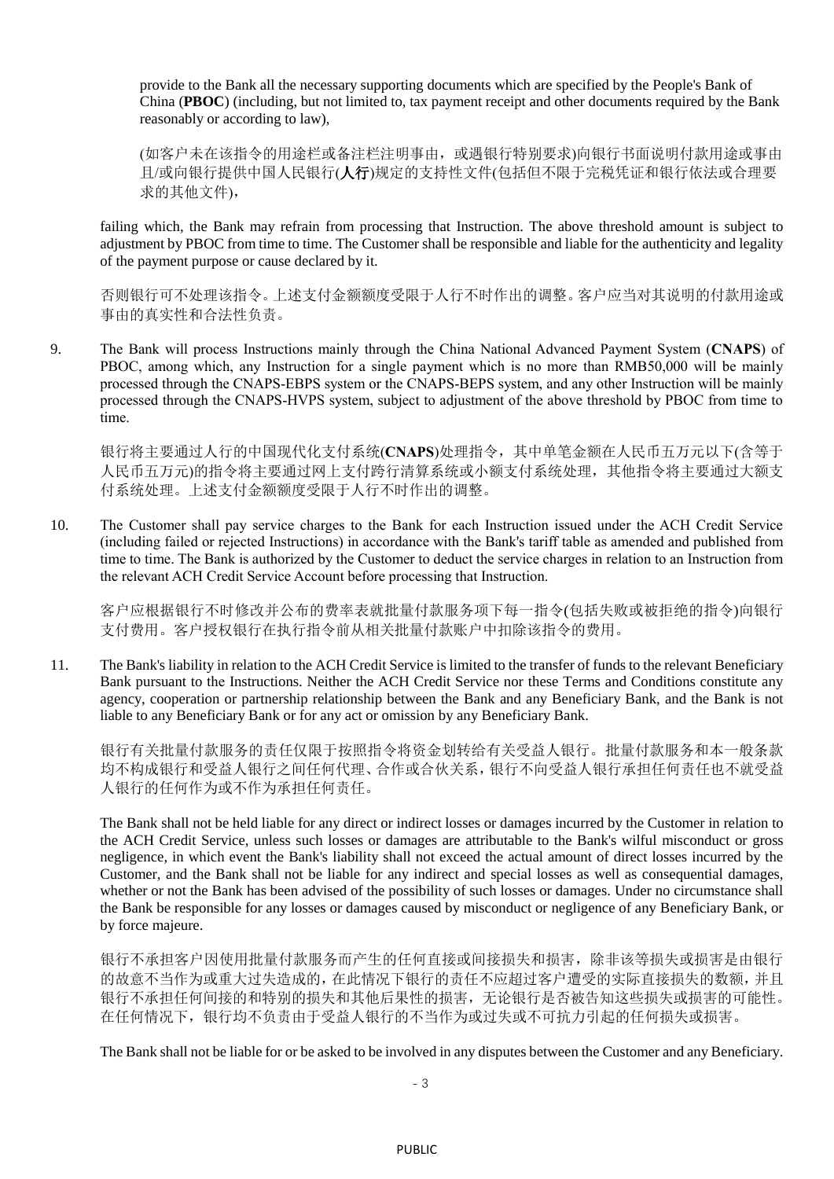provide to the Bank all the necessary supporting documents which are specified by the People's Bank of China (**PBOC**) (including, but not limited to, tax payment receipt and other documents required by the Bank reasonably or according to law),

(如客户未在该指令的用途栏或备注栏注明事由，或遇银行特别要求)向银行书面说明付款用途或事由且/或向银行提供中国人民银行(**人行**)规定的支持性文件(包括但不限于完税凭证和银行依法或合理要求的其他文件)，

failing which, the Bank may refrain from processing that Instruction. The above threshold amount is subject to adjustment by PBOC from time to time. The Customer shall be responsible and liable for the authenticity and legality of the payment purpose or cause declared by it.

否则银行可不处理该指令。上述支付金额额度受限于人行不时作出的调整。客户应当对其说明的付款用途或事由的真实性和合法性负责。

9. The Bank will process Instructions mainly through the China National Advanced Payment System (**CNAPS**) of PBOC, among which, any Instruction for a single payment which is no more than RMB50,000 will be mainly processed through the CNAPS-EBPS system or the CNAPS-BEPS system, and any other Instruction will be mainly processed through the CNAPS-HVPS system, subject to adjustment of the above threshold by PBOC from time to time.

   银行将主要通过人行的中国现代化支付系统(**CNAPS**)处理指令，其中单笔金额在人民币五万元以下(含等于人民币五万元)的指令将主要通过网上支付跨行清算系统或小额支付系统处理，其他指令将主要通过大额支付系统处理。上述支付金额额度受限于人行不时作出的调整。

10. The Customer shall pay service charges to the Bank for each Instruction issued under the ACH Credit Service (including failed or rejected Instructions) in accordance with the Bank's tariff table as amended and published from time to time. The Bank is authorized by the Customer to deduct the service charges in relation to an Instruction from the relevant ACH Credit Service Account before processing that Instruction.

    客户应根据银行不时修改并公布的费率表就批量付款服务项下每一指令(包括失败或被拒绝的指令)向银行支付费用。客户授权银行在执行指令前从相关批量付款账户中扣除该指令的费用。

11. The Bank's liability in relation to the ACH Credit Service is limited to the transfer of funds to the relevant Beneficiary Bank pursuant to the Instructions. Neither the ACH Credit Service nor these Terms and Conditions constitute any agency, cooperation or partnership relationship between the Bank and any Beneficiary Bank, and the Bank is not liable to any Beneficiary Bank or for any act or omission by any Beneficiary Bank.

    银行有关批量付款服务的责任仅限于按照指令将资金划转给有关受益人银行。批量付款服务和本一般条款均不构成银行和受益人银行之间任何代理、合作或合伙关系，银行不向受益人银行承担任何责任也不就受益人银行的任何作为或不作为承担任何责任。

    The Bank shall not be held liable for any direct or indirect losses or damages incurred by the Customer in relation to the ACH Credit Service, unless such losses or damages are attributable to the Bank's wilful misconduct or gross negligence, in which event the Bank's liability shall not exceed the actual amount of direct losses incurred by the Customer, and the Bank shall not be liable for any indirect and special losses as well as consequential damages, whether or not the Bank has been advised of the possibility of such losses or damages. Under no circumstance shall the Bank be responsible for any losses or damages caused by misconduct or negligence of any Beneficiary Bank, or by force majeure.

    银行不承担客户因使用批量付款服务而产生的任何直接或间接损失和损害，除非该等损失或损害是由银行的故意不当作为或重大过失造成的，在此情况下银行的责任不应超过客户遭受的实际直接损失的数额，并且银行不承担任何间接的和特别的损失和其他后果性的损害，无论银行是否被告知这些损失或损害的可能性。在任何情况下，银行均不负责由于受益人银行的不当作为或过失或不可抗力引起的任何损失或损害。

    The Bank shall not be liable for or be asked to be involved in any disputes between the Customer and any Beneficiary.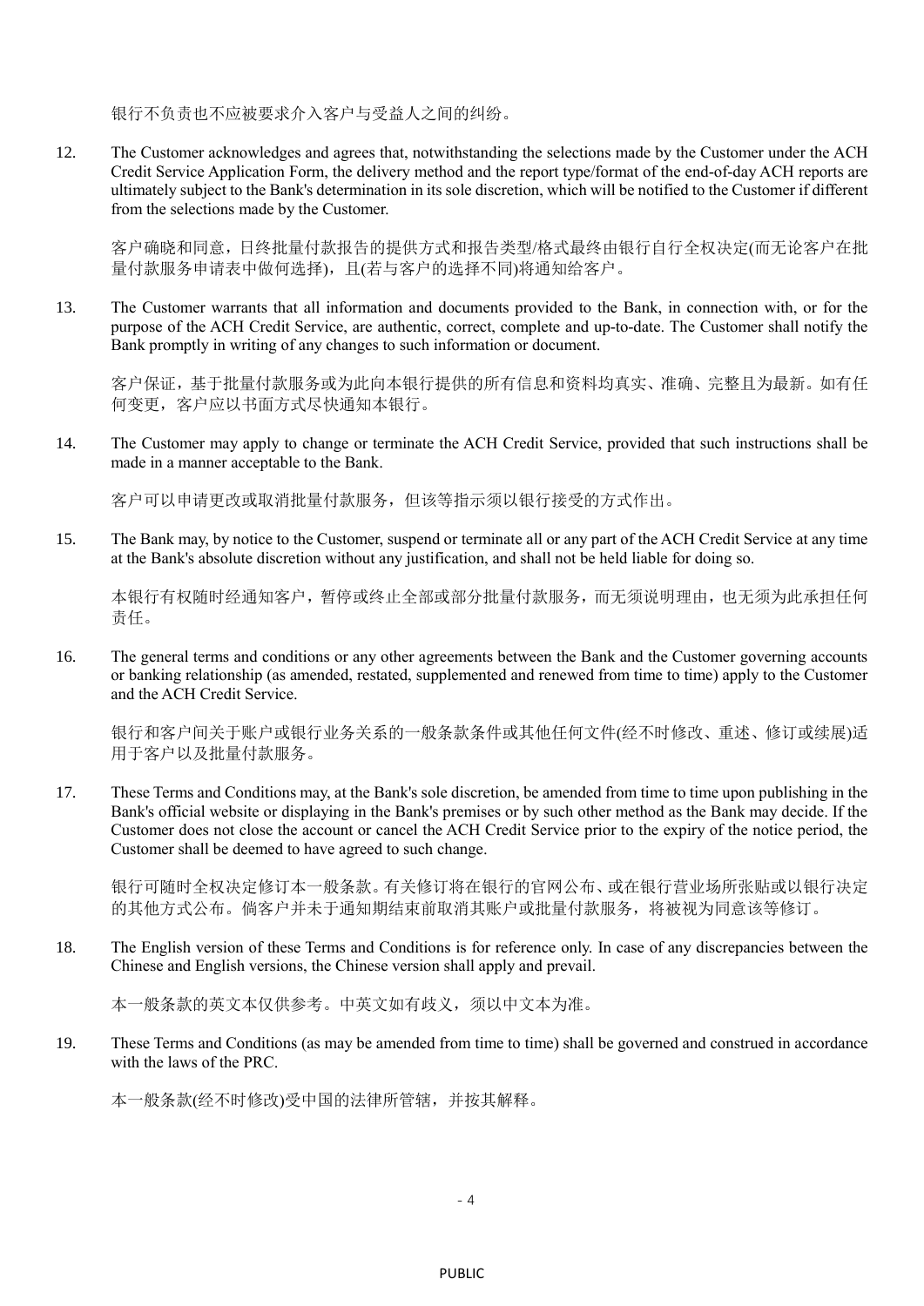银行不负责也不应被要求介入客户与受益人之间的纠纷。

12. The Customer acknowledges and agrees that, notwithstanding the selections made by the Customer under the ACH Credit Service Application Form, the delivery method and the report type/format of the end-of-day ACH reports are ultimately subject to the Bank's determination in its sole discretion, which will be notified to the Customer if different from the selections made by the Customer.

    客户确晓和同意，日终批量付款报告的提供方式和报告类型/格式最终由银行自行全权决定(而无论客户在批量付款服务申请表中做何选择)，且(若与客户的选择不同)将通知给客户。

13. The Customer warrants that all information and documents provided to the Bank, in connection with, or for the purpose of the ACH Credit Service, are authentic, correct, complete and up-to-date. The Customer shall notify the Bank promptly in writing of any changes to such information or document.

    客户保证，基于批量付款服务或为此向本银行提供的所有信息和资料均真实、准确、完整且为最新。如有任何变更，客户应以书面方式尽快通知本银行。

14. The Customer may apply to change or terminate the ACH Credit Service, provided that such instructions shall be made in a manner acceptable to the Bank.

    客户可以申请更改或取消批量付款服务，但该等指示须以银行接受的方式作出。

15. The Bank may, by notice to the Customer, suspend or terminate all or any part of the ACH Credit Service at any time at the Bank's absolute discretion without any justification, and shall not be held liable for doing so.

    本银行有权随时经通知客户，暂停或终止全部或部分批量付款服务，而无须说明理由，也无须为此承担任何责任。

16. The general terms and conditions or any other agreements between the Bank and the Customer governing accounts or banking relationship (as amended, restated, supplemented and renewed from time to time) apply to the Customer and the ACH Credit Service.

    银行和客户间关于账户或银行业务关系的一般条款条件或其他任何文件(经不时修改、重述、修订或续展)适用于客户以及批量付款服务。

17. These Terms and Conditions may, at the Bank's sole discretion, be amended from time to time upon publishing in the Bank's official website or displaying in the Bank's premises or by such other method as the Bank may decide. If the Customer does not close the account or cancel the ACH Credit Service prior to the expiry of the notice period, the Customer shall be deemed to have agreed to such change.

    银行可随时全权决定修订本一般条款。有关修订将在银行的官网公布、或在银行营业场所张贴或以银行决定的其他方式公布。倘客户并未于通知期结束前取消其账户或批量付款服务，将被视为同意该等修订。

18. The English version of these Terms and Conditions is for reference only. In case of any discrepancies between the Chinese and English versions, the Chinese version shall apply and prevail.

    本一般条款的英文本仅供参考。中英文如有歧义，须以中文本为准。

19. These Terms and Conditions (as may be amended from time to time) shall be governed and construed in accordance with the laws of the PRC.

    本一般条款(经不时修改)受中国的法律所管辖，并按其解释。

PUBLIC